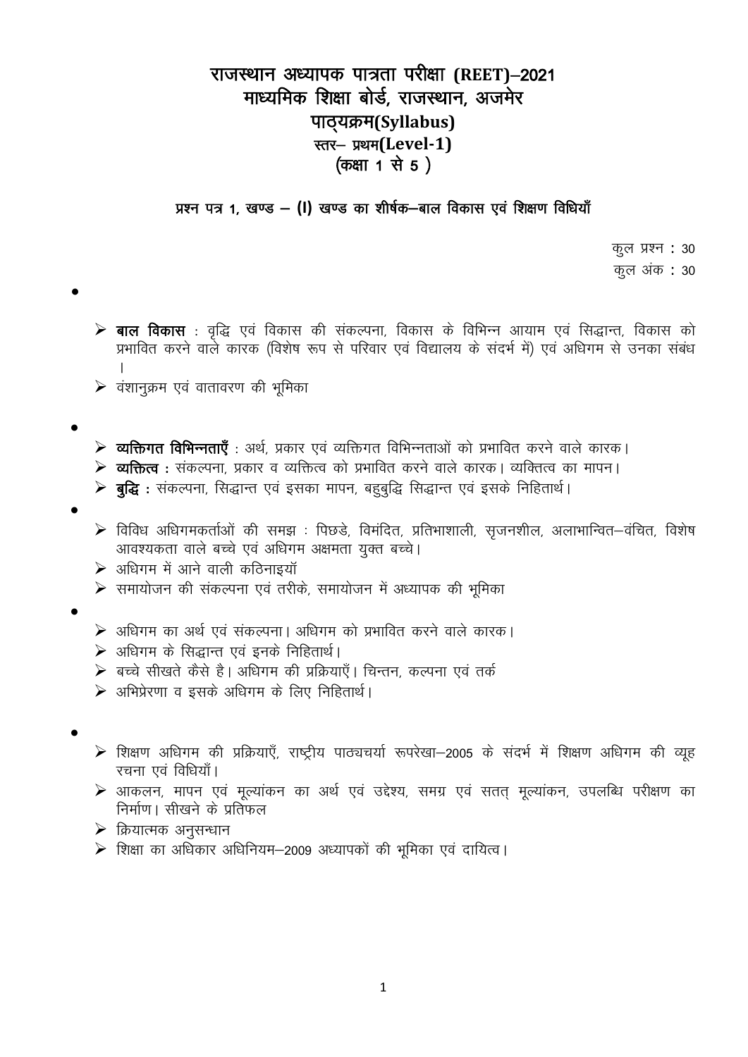# राजस्थान अध्यापक पात्रता परीक्षा (REET)–2021
## माध्यमिक शिक्षा बोर्ड, राजस्थान, अजमेर
## पाठ्यक्रम(Syllabus)
### स्तर– प्रथम(Level-1)
### (कक्षा 1 से 5 )

**प्रश्न पत्र 1, खण्ड – (I) खण्ड का शीर्षक–बाल विकास एवं शिक्षण विधियाँ**

कुल प्रश्न : 30
कुल अंक : 30

- 
  - **बाल विकास** : वृद्धि एवं विकास की संकल्पना, विकास के विभिन्न आयाम एवं सिद्धान्त, विकास को प्रभावित करने वाले कारक (विशेष रूप से परिवार एवं विद्यालय के संदर्भ में) एवं अधिगम से उनका संबंध ।
  - वंशानुक्रम एवं वातावरण की भूमिका
- 
  - **व्यक्तिगत विभिन्नताएँ** : अर्थ, प्रकार एवं व्यक्तिगत विभिन्नताओं को प्रभावित करने वाले कारक।
  - **व्यक्तित्व :** संकल्पना, प्रकार व व्यक्तित्व को प्रभावित करने वाले कारक। व्यक्तित्व का मापन।
  - **बुद्धि :** संकल्पना, सिद्धान्त एवं इसका मापन, बहुबुद्धि सिद्धान्त एवं इसके निहितार्थ।
- 
  - विविध अधिगमकर्ताओं की समझ : पिछडे, विमंदित, प्रतिभाशाली, सृजनशील, अलाभान्वित–वंचित, विशेष आवश्यकता वाले बच्चे एवं अधिगम अक्षमता युक्त बच्चे।
  - अधिगम में आने वाली कठिनाइयॉ
  - समायोजन की संकल्पना एवं तरीके, समायोजन में अध्यापक की भूमिका
- 
  - अधिगम का अर्थ एवं संकल्पना। अधिगम को प्रभावित करने वाले कारक।
  - अधिगम के सिद्धान्त एवं इनके निहितार्थ।
  - बच्चे सीखते कैसे है। अधिगम की प्रक्रियाएँ। चिन्तन, कल्पना एवं तर्क
  - अभिप्रेरणा व इसके अधिगम के लिए निहितार्थ।
- 
  - शिक्षण अधिगम की प्रक्रियाएँ, राष्ट्रीय पाठ्यचर्या रूपरेखा–2005 के संदर्भ में शिक्षण अधिगम की व्यूह रचना एवं विधियाँ।
  - आकलन, मापन एवं मूल्यांकन का अर्थ एवं उद्देश्य, समग्र एवं सतत् मूल्यांकन, उपलब्धि परीक्षण का निर्माण। सीखने के प्रतिफल
  - क्रियात्मक अनुसन्धान
  - शिक्षा का अधिकार अधिनियम–2009 अध्यापकों की भूमिका एवं दायित्व।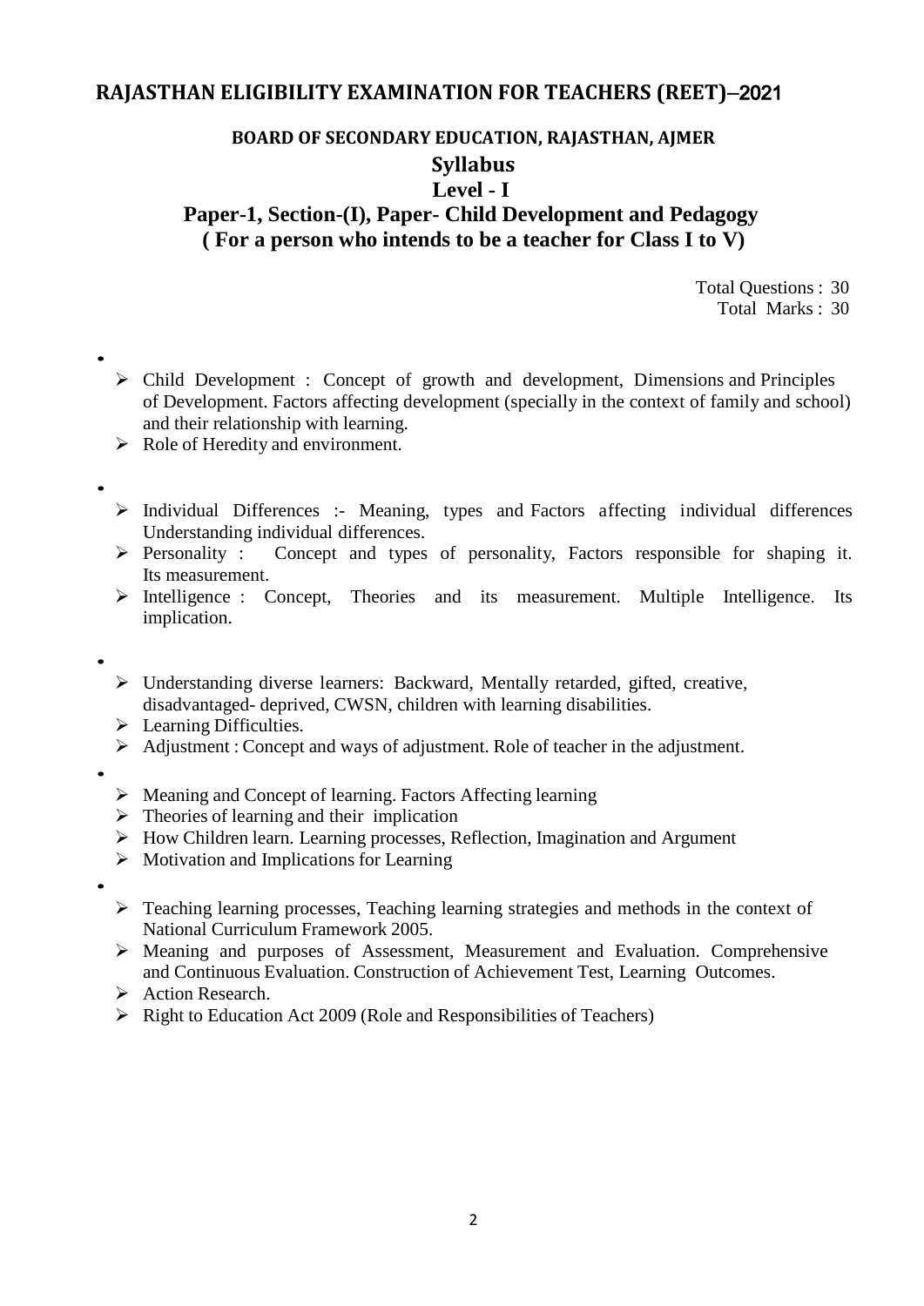# RAJASTHAN ELIGIBILITY EXAMINATION FOR TEACHERS (REET)–2021

## BOARD OF SECONDARY EDUCATION, RAJASTHAN, AJMER

## Syllabus

## Level - I

## Paper-1, Section-(I), Paper- Child Development and Pedagogy

## ( For a person who intends to be a teacher for Class I to V)

Total Questions : 30
Total Marks : 30

- 
  - Child Development : Concept of growth and development, Dimensions and Principles of Development. Factors affecting development (specially in the context of family and school) and their relationship with learning.
  - Role of Heredity and environment.

- 
  - Individual Differences :- Meaning, types and Factors affecting individual differences Understanding individual differences.
  - Personality : Concept and types of personality, Factors responsible for shaping it. Its measurement.
  - Intelligence : Concept, Theories and its measurement. Multiple Intelligence. Its implication.

- 
  - Understanding diverse learners: Backward, Mentally retarded, gifted, creative, disadvantaged- deprived, CWSN, children with learning disabilities.
  - Learning Difficulties.
  - Adjustment : Concept and ways of adjustment. Role of teacher in the adjustment.

- 
  - Meaning and Concept of learning. Factors Affecting learning
  - Theories of learning and their implication
  - How Children learn. Learning processes, Reflection, Imagination and Argument
  - Motivation and Implications for Learning

- 
  - Teaching learning processes, Teaching learning strategies and methods in the context of National Curriculum Framework 2005.
  - Meaning and purposes of Assessment, Measurement and Evaluation. Comprehensive and Continuous Evaluation. Construction of Achievement Test, Learning Outcomes.
  - Action Research.
  - Right to Education Act 2009 (Role and Responsibilities of Teachers)